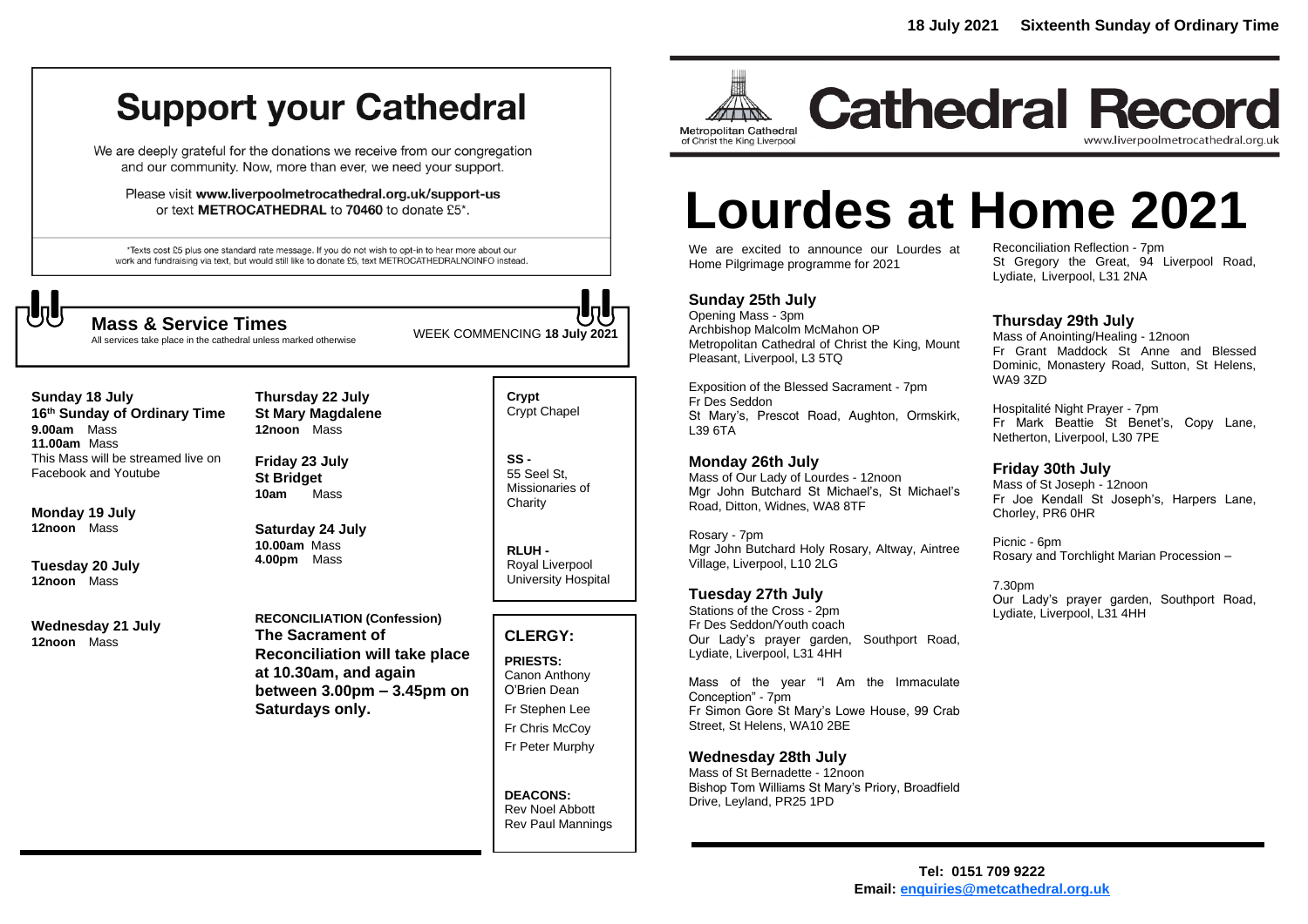18 July 2021 Sixteenth Sunday of Ordinary Time

# Support your Cathedral

We are deeply grateful for the donations we receive from our congregation and our community. Now, more than ever, we need your support.

Please visit **www.liverpoolmetrocathedral.org.uk/support-us** or text **METROCATHEDRAL** to **70460** to donate £5*.

*Texts cost £5 plus one standard rate message. If you do not wish to opt-in to hear more about our work and fundraising via text, but would still like to donate £5, text METROCATHEDRALNOINFO instead.

## Mass & Service Times

All services take place in the cathedral unless marked otherwise

WEEK COMMENCING **18 July 2021**

**Sunday 18 July**
**16th Sunday of Ordinary Time**
**9.00am** Mass
**11.00am** Mass
This Mass will be streamed live on Facebook and Youtube

**Monday 19 July**
**12noon** Mass

**Tuesday 20 July**
**12noon** Mass

**Wednesday 21 July**
**12noon** Mass

**Thursday 22 July**
**St Mary Magdalene**
**12noon** Mass

**Friday 23 July**
**St Bridget**
**10am** Mass

**Saturday 24 July**
**10.00am** Mass
**4.00pm** Mass

**RECONCILIATION (Confession)**
**The Sacrament of Reconciliation will take place at 10.30am, and again between 3.00pm – 3.45pm on Saturdays only.**

**Crypt** - Crypt Chapel

**SS** - 55 Seel St, Missionaries of Charity

**RLUH** - Royal Liverpool University Hospital

### CLERGY:

**PRIESTS:**
Canon Anthony O'Brien Dean
Fr Stephen Lee
Fr Chris McCoy
Fr Peter Murphy

**DEACONS:**
Rev Noel Abbott
Rev Paul Mannings

Metropolitan Cathedral of Christ the King Liverpool

# Cathedral Record

www.liverpoolmetrocathedral.org.uk

# Lourdes at Home 2021

We are excited to announce our Lourdes at Home Pilgrimage programme for 2021

### Sunday 25th July

Opening Mass - 3pm
Archbishop Malcolm McMahon OP
Metropolitan Cathedral of Christ the King, Mount Pleasant, Liverpool, L3 5TQ

Exposition of the Blessed Sacrament - 7pm
Fr Des Seddon
St Mary's, Prescot Road, Aughton, Ormskirk, L39 6TA

### Monday 26th July

Mass of Our Lady of Lourdes - 12noon
Mgr John Butchard St Michael's, St Michael's Road, Ditton, Widnes, WA8 8TF

Rosary - 7pm
Mgr John Butchard Holy Rosary, Altway, Aintree Village, Liverpool, L10 2LG

### Tuesday 27th July

Stations of the Cross - 2pm
Fr Des Seddon/Youth coach
Our Lady's prayer garden, Southport Road, Lydiate, Liverpool, L31 4HH

Mass of the year "I Am the Immaculate Conception" - 7pm
Fr Simon Gore St Mary's Lowe House, 99 Crab Street, St Helens, WA10 2BE

### Wednesday 28th July

Mass of St Bernadette - 12noon
Bishop Tom Williams St Mary's Priory, Broadfield Drive, Leyland, PR25 1PD

Reconciliation Reflection - 7pm
St Gregory the Great, 94 Liverpool Road, Lydiate, Liverpool, L31 2NA

### Thursday 29th July

Mass of Anointing/Healing - 12noon
Fr Grant Maddock St Anne and Blessed Dominic, Monastery Road, Sutton, St Helens, WA9 3ZD

Hospitalité Night Prayer - 7pm
Fr Mark Beattie St Benet's, Copy Lane, Netherton, Liverpool, L30 7PE

### Friday 30th July

Mass of St Joseph - 12noon
Fr Joe Kendall St Joseph's, Harpers Lane, Chorley, PR6 0HR

Picnic - 6pm
Rosary and Torchlight Marian Procession –

7.30pm
Our Lady's prayer garden, Southport Road, Lydiate, Liverpool, L31 4HH

**Tel: 0151 709 9222**
**Email: enquiries@metcathedral.org.uk**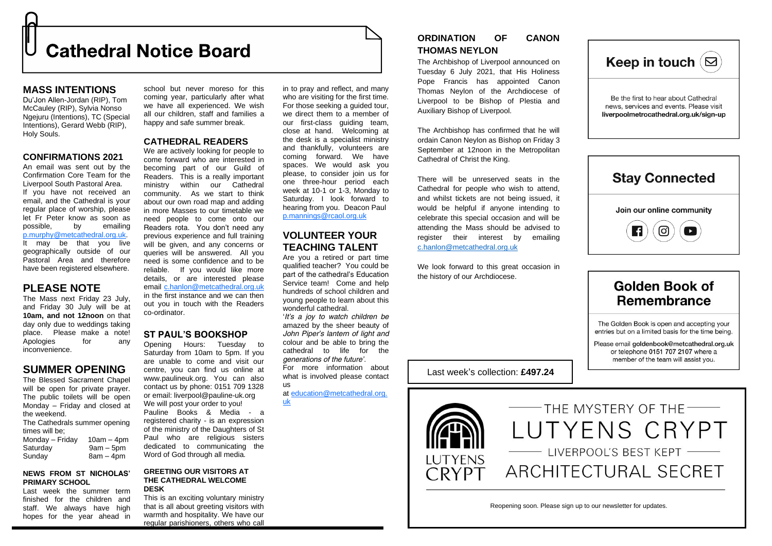# Cathedral Notice Board

## MASS INTENTIONS

Du'Jon Allen-Jordan (RIP), Tom McCauley (RIP), Sylvia Nonso Ngejuru (Intentions), TC (Special Intentions), Gerard Webb (RIP), Holy Souls.

### CONFIRMATIONS 2021

An email was sent out by the Confirmation Core Team for the Liverpool South Pastoral Area.

If you have not received an email, and the Cathedral is your regular place of worship, please let Fr Peter know as soon as possible, by emailing p.murphy@metcathedral.org.uk.

It may be that you live geographically outside of our Pastoral Area and therefore have been registered elsewhere.

## PLEASE NOTE

The Mass next Friday 23 July, and Friday 30 July will be at **10am, and not 12noon** on that day only due to weddings taking place. Please make a note! Apologies for any inconvenience.

## SUMMER OPENING

The Blessed Sacrament Chapel will be open for private prayer. The public toilets will be open Monday – Friday and closed at the weekend.

The Cathedrals summer opening times will be;

| | |
|---|---|
| Monday – Friday | 10am – 4pm |
| Saturday | 9am – 5pm |
| Sunday | 8am – 4pm |

#### NEWS FROM ST NICHOLAS' PRIMARY SCHOOL

Last week the summer term finished for the children and staff. We always have high hopes for the year ahead in school but never moreso for this coming year, particularly after what we have all experienced. We wish all our children, staff and families a happy and safe summer break.

### CATHEDRAL READERS

We are actively looking for people to come forward who are interested in becoming part of our Guild of Readers. This is a really important ministry within our Cathedral community. As we start to think about our own road map and adding in more Masses to our timetable we need people to come onto our Readers rota. You don't need any previous experience and full training will be given, and any concerns or queries will be answered. All you need is some confidence and to be reliable. If you would like more details, or are interested please email c.hanlon@metcathedral.org.uk in the first instance and we can then out you in touch with the Readers co-ordinator.

### ST PAUL'S BOOKSHOP

Opening Hours: Tuesday to Saturday from 10am to 5pm. If you are unable to come and visit our centre, you can find us online at www.paulineuk.org. You can also contact us by phone: 0151 709 1328 or email: liverpool@pauline-uk.org

We will post your order to you!

Pauline Books & Media - a registered charity - is an expression of the ministry of the Daughters of St Paul who are religious sisters dedicated to communicating the Word of God through all media.

#### GREETING OUR VISITORS AT THE CATHEDRAL WELCOME DESK

This is an exciting voluntary ministry that is all about greeting visitors with warmth and hospitality. We have our regular parishioners, others who call in to pray and reflect, and many who are visiting for the first time. For those seeking a guided tour, we direct them to a member of our first-class guiding team, close at hand. Welcoming at the desk is a specialist ministry and thankfully, volunteers are coming forward. We have spaces. We would ask you please, to consider join us for one three-hour period each week at 10-1 or 1-3, Monday to Saturday. I look forward to hearing from you. Deacon Paul p.mannings@rcaol.org.uk

## VOLUNTEER YOUR TEACHING TALENT

Are you a retired or part time qualified teacher? You could be part of the cathedral's Education Service team! Come and help hundreds of school children and young people to learn about this wonderful cathedral.

'*It's a joy to watch children be amazed by the sheer beauty of John Piper's lantern of light and colour and be able to bring the cathedral to life for the generations of the future'.*

For more information about what is involved please contact us at education@metcathedral.org.uk

### ORDINATION OF CANON THOMAS NEYLON

The Archbishop of Liverpool announced on Tuesday 6 July 2021, that His Holiness Pope Francis has appointed Canon Thomas Neylon of the Archdiocese of Liverpool to be Bishop of Plestia and Auxiliary Bishop of Liverpool.

The Archbishop has confirmed that he will ordain Canon Neylon as Bishop on Friday 3 September at 12noon in the Metropolitan Cathedral of Christ the King.

There will be unreserved seats in the Cathedral for people who wish to attend, and whilst tickets are not being issued, it would be helpful if anyone intending to celebrate this special occasion and will be attending the Mass should be advised to register their interest by emailing c.hanlon@metcathedral.org.uk

We look forward to this great occasion in the history of our Archdiocese.

Last week's collection: **£497.24**

## Keep in touch

Be the first to hear about Cathedral news, services and events. Please visit **liverpoolmetrocathedral.org.uk/sign-up**

## Stay Connected

**Join our online community**

## Golden Book of Remembrance

The Golden Book is open and accepting your entries but on a limited basis for the time being.

Please email **goldenbook@metcathedral.org.uk** or telephone **0151 707 2107** where a member of the team will assist you.

LUTYENS CRYPT

THE MYSTERY OF THE LUTYENS CRYPT

LIVERPOOL'S BEST KEPT ARCHITECTURAL SECRET

Reopening soon. Please sign up to our newsletter for updates.